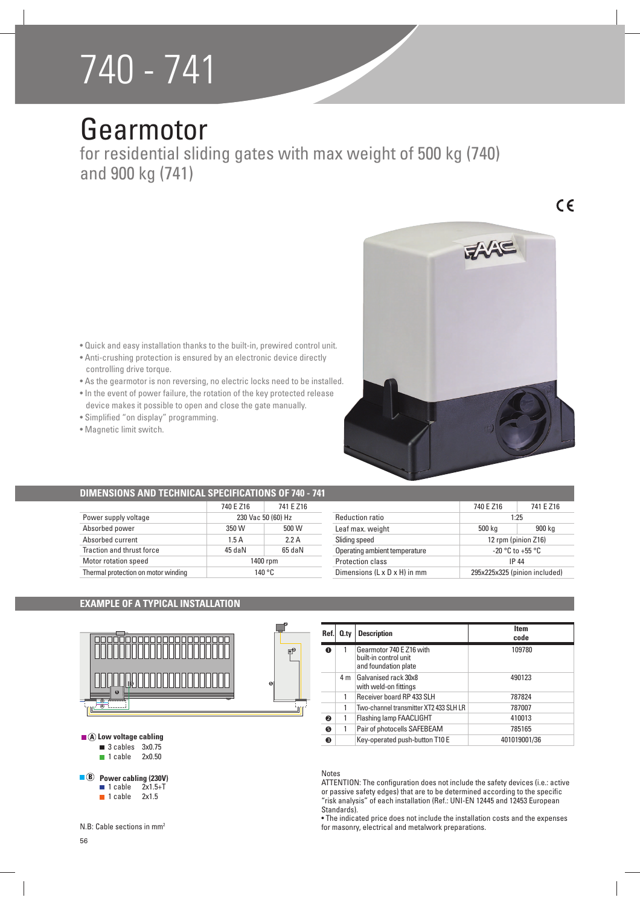# 740 - 741

## Gearmotor

for residential sliding gates with max weight of 500 kg (740) and 900 kg (741)

CE

- Quick and easy installation thanks to the built-in, prewired control unit.
- Anti-crushing protection is ensured by an electronic device directly controlling drive torque.
- As the gearmotor is non reversing, no electric locks need to be installed.
- In the event of power failure, the rotation of the key protected release device makes it possible to open and close the gate manually.
- Simplified "on display" programming.
- Magnetic limit switch.

### DIMENSIONS AND TECHNICAL SPECIFICATIONS OF 740 - 741

| | 740 E Z16 | 741 E Z16 |
|---|---|---|
| Power supply voltage | 230 Vac 50 (60) Hz | |
| Absorbed power | 350 W | 500 W |
| Absorbed current | 1.5 A | 2.2 A |
| Traction and thrust force | 45 daN | 65 daN |
| Motor rotation speed | 1400 rpm | |
| Thermal protection on motor winding | 140 °C | |

| | 740 E Z16 | 741 E Z16 |
|---|---|---|
| Reduction ratio | 1:25 | |
| Leaf max. weight | 500 kg | 900 kg |
| Sliding speed | 12 rpm (pinion Z16) | |
| Operating ambient temperature | -20 °C to +55 °C | |
| Protection class | IP 44 | |
| Dimensions (L x D x H) in mm | 295x225x325 (pinion included) | |

### EXAMPLE OF A TYPICAL INSTALLATION

**Ⓐ Low voltage cabling**
- 3 cables 3x0.75
- 1 cable 2x0.50

**Ⓑ Power cabling (230V)**
- 1 cable 2x1.5+T
- 1 cable 2x1.5

N.B: Cable sections in mm²

| Ref. | Q.ty | Description | Item code |
|---|---|---|---|
| ❶ | 1 | Gearmotor 740 E Z16 with built-in control unit and foundation plate | 109780 |
| | 4 m | Galvanised rack 30x8 with weld-on fittings | 490123 |
| | 1 | Receiver board RP 433 SLH | 787824 |
| | 1 | Two-channel transmitter XT2 433 SLH LR | 787007 |
| ❷ | 1 | Flashing lamp FAACLIGHT | 410013 |
| ❺ | 1 | Pair of photocells SAFEBEAM | 785165 |
| ❸ | | Key-operated push-button T10 E | 401019001/36 |

Notes

ATTENTION: The configuration does not include the safety devices (i.e.: active or passive safety edges) that are to be determined according to the specific "risk analysis" of each installation (Ref.: UNI-EN 12445 and 12453 European Standards).

- The indicated price does not include the installation costs and the expenses for masonry, electrical and metalwork preparations.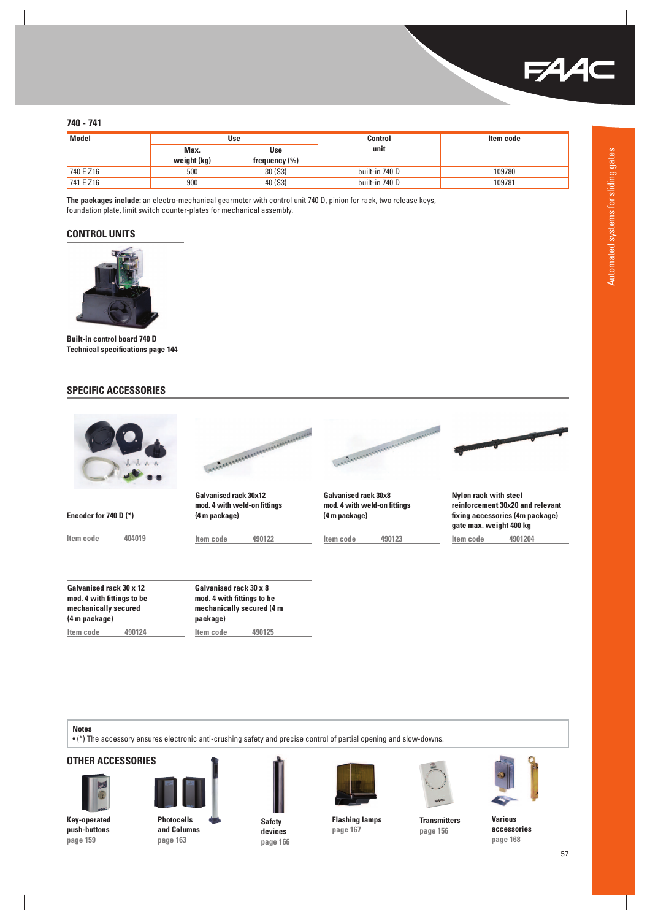## 740 - 741

| Model | Use | | Control unit | Item code |
|---|---|---|---|---|
| | Max. weight (kg) | Use frequency (%) | | |
| 740 E Z16 | 500 | 30 (S3) | built-in 740 D | 109780 |
| 741 E Z16 | 900 | 40 (S3) | built-in 740 D | 109781 |

**The packages include:** an electro-mechanical gearmotor with control unit 740 D, pinion for rack, two release keys, foundation plate, limit switch counter-plates for mechanical assembly.

## CONTROL UNITS

**Built-in control board 740 D**
**Technical specifications page 144**

## SPECIFIC ACCESSORIES

**Encoder for 740 D (*)**
Item code 404019

**Galvanised rack 30x12 mod. 4 with weld-on fittings (4 m package)**
Item code 490122

**Galvanised rack 30x8 mod. 4 with weld-on fittings (4 m package)**
Item code 490123

**Nylon rack with steel reinforcement 30x20 and relevant fixing accessories (4m package) gate max. weight 400 kg**
Item code 4901204

**Galvanised rack 30 x 12 mod. 4 with fittings to be mechanically secured (4 m package)**
Item code 490124

**Galvanised rack 30 x 8 mod. 4 with fittings to be mechanically secured (4 m package)**
Item code 490125

**Notes**
• (*) The accessory ensures electronic anti-crushing safety and precise control of partial opening and slow-downs.

## OTHER ACCESSORIES

**Key-operated push-buttons**
page 159

**Photocells and Columns**
page 163

**Safety devices**
page 166

**Flashing lamps**
page 167

**Transmitters**
page 156

**Various accessories**
page 168